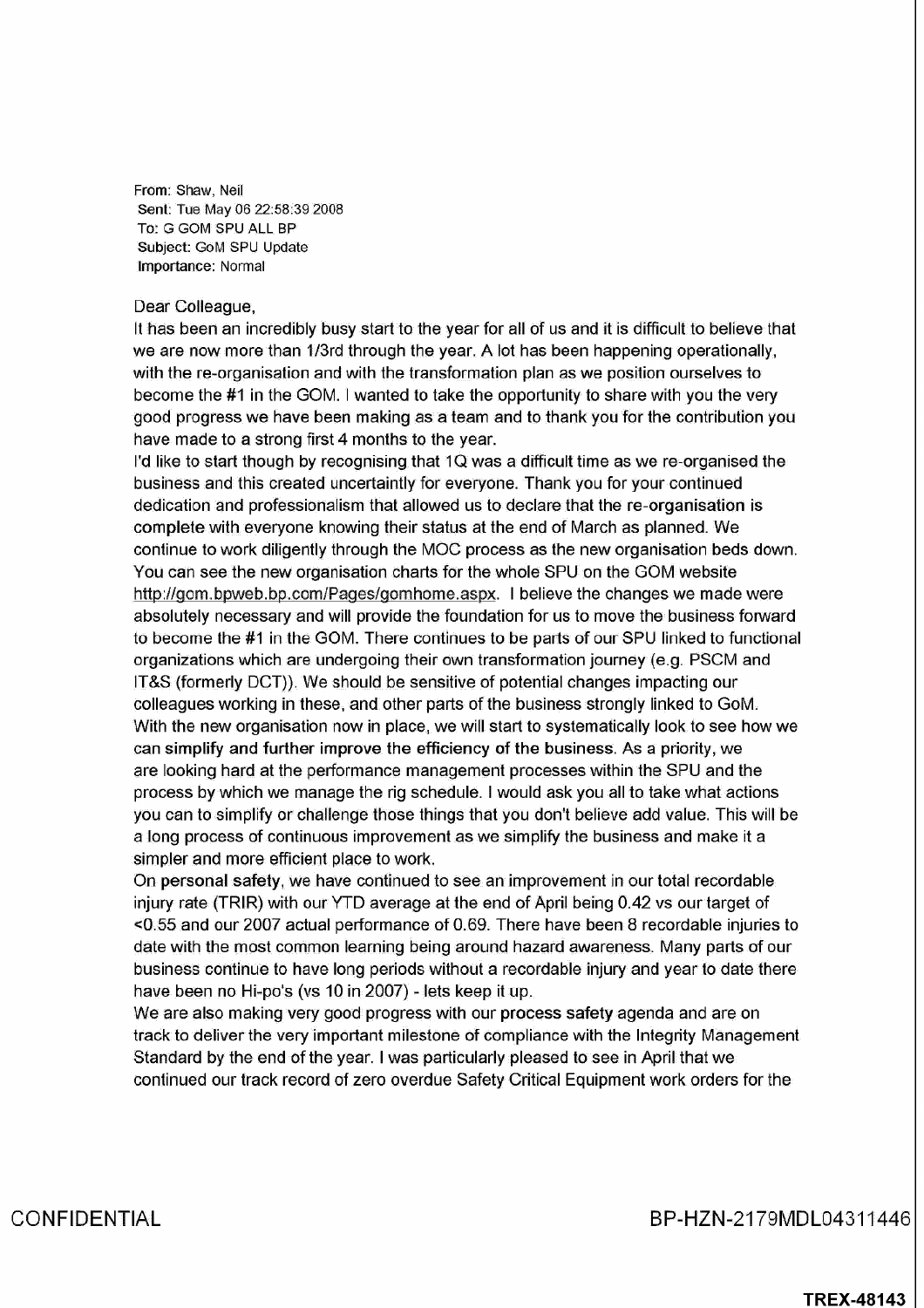**From:** Shaw, Neil
**Sent:** Tue May 06 22:58:39 2008
**To:** G GOM SPU ALL BP
**Subject:** GoM SPU Update
**Importance:** Normal

Dear Colleague,

It has been an incredibly busy start to the year for all of us and it is difficult to believe that we are now more than 1/3rd through the year. A lot has been happening operationally, with the re-organisation and with the transformation plan as we position ourselves to become the #1 in the GOM. I wanted to take the opportunity to share with you the very good progress we have been making as a team and to thank you for the contribution you have made to a strong first 4 months to the year.

I'd like to start though by recognising that 1Q was a difficult time as we re-organised the business and this created uncertaintly for everyone. Thank you for your continued dedication and professionalism that allowed us to declare that the re-organisation is complete with everyone knowing their status at the end of March as planned. We continue to work diligently through the MOC process as the new organisation beds down. You can see the new organisation charts for the whole SPU on the GOM website http://gcm.bpweb.bp.com/Pages/gomhome.aspx. I believe the changes we made were absolutely necessary and will provide the foundation for us to move the business forward to become the #1 in the GOM. There continues to be parts of our SPU linked to functional organizations which are undergoing their own transformation journey (e.g. PSCM and IT&S (formerly DCT)). We should be sensitive of potential changes impacting our colleagues working in these, and other parts of the business strongly linked to GoM.

With the new organisation now in place, we will start to systematically look to see how we can **simplify and further improve the efficiency of the business**. As a priority, we are looking hard at the performance management processes within the SPU and the process by which we manage the rig schedule. I would ask you all to take what actions you can to simplify or challenge those things that you don't believe add value. This will be a long process of continuous improvement as we simplify the business and make it a simpler and more efficient place to work.

On **personal safety**, we have continued to see an improvement in our total recordable injury rate (TRIR) with our YTD average at the end of April being 0.42 vs our target of <0.55 and our 2007 actual performance of 0.69. There have been 8 recordable injuries to date with the most common learning being around hazard awareness. Many parts of our business continue to have long periods without a recordable injury and year to date there have been no Hi-po's (vs 10 in 2007) - lets keep it up.

We are also making very good progress with our **process safety** agenda and are on track to deliver the very important milestone of compliance with the Integrity Management Standard by the end of the year. I was particularly pleased to see in April that we continued our track record of zero overdue Safety Critical Equipment work orders for the

CONFIDENTIAL BP-HZN-2179MDL04311446

TREX-48143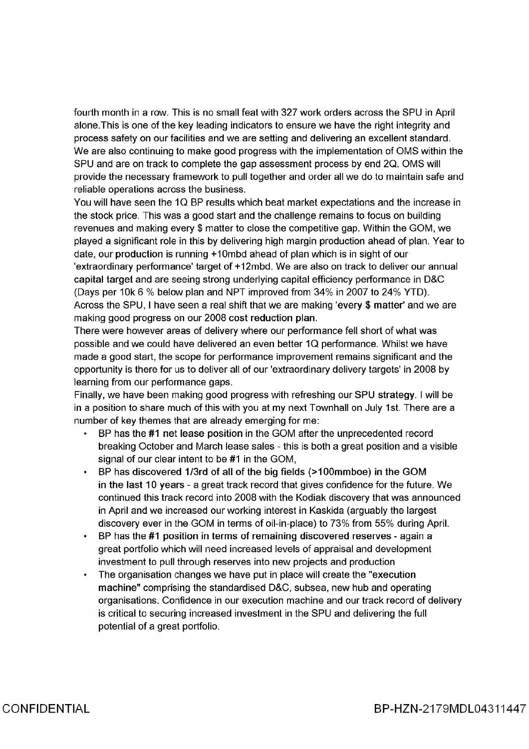fourth month in a row. This is no small feat with 327 work orders across the SPU in April alone.This is one of the key leading indicators to ensure we have the right integrity and process safety on our facilities and we are setting and delivering an excellent standard. We are also continuing to make good progress with the implementation of OMS within the SPU and are on track to complete the gap assessment process by end 2Q. OMS will provide the necessary framework to pull together and order all we do to maintain safe and reliable operations across the business.

You will have seen the 1Q BP results which beat market expectations and the increase in the stock price. This was a good start and the challenge remains to focus on building revenues and making every $ matter to close the competitive gap. Within the GOM, we played a significant role in this by delivering high margin production ahead of plan. Year to date, our **production** is running +10mbd ahead of plan which is in sight of our 'extraordinary performance' target of +12mbd. We are also on track to deliver our annual **capital target** and are seeing strong underlying capital efficiency performance in D&C (Days per 10k 6 % below plan and NPT improved from 34% in 2007 to 24% YTD). Across the SPU, I have seen a real shift that we are making '**every $ matter**' and we are making good progress on our 2008 **cost reduction plan**.

There were however areas of delivery where our performance fell short of what was possible and we could have delivered an even better 1Q performance. Whilst we have made a good start, the scope for performance improvement remains significant and the opportunity is there for us to deliver all of our 'extraordinary delivery targets' in 2008 by learning from our performance gaps.

Finally, we have been making good progress with refreshing our **SPU strategy**. I will be in a position to share much of this with you at my next Townhall on July 1st. There are a number of key themes that are already emerging for me:

- BP has the **#1 net lease position** in the GOM after the unprecedented record breaking October and March lease sales - this is both a great position and a visible signal of our clear intent to be #1 in the GOM,
- BP has **discovered 1/3rd of all of the big fields (>100mmboe) in the GOM in the last 10 years** - a great track record that gives confidence for the future. We continued this track record into 2008 with the Kodiak discovery that was announced in April and we increased our working interest in Kaskida (arguably the largest discovery ever in the GOM in terms of oil-in-place) to 73% from 55% during April.
- BP has the **#1 position in terms of remaining discovered reserves** - again a great portfolio which will need increased levels of appraisal and development investment to pull through reserves into new projects and production
- The organisation changes we have put in place will create the **"execution machine"** comprising the standardised D&C, subsea, new hub and operating organisations. Confidence in our execution machine and our track record of delivery is critical to securing increased investment in the SPU and delivering the full potential of a great portfolio.

CONFIDENTIAL BP-HZN-2179MDL04311447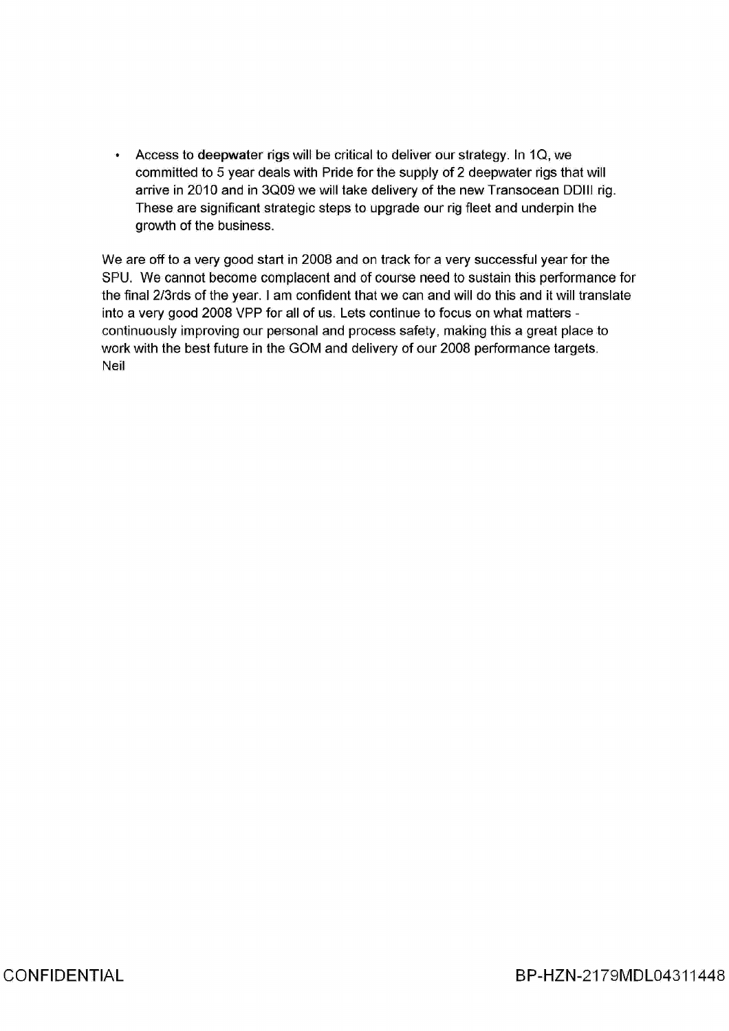- Access to **deepwater rigs** will be critical to deliver our strategy. In 1Q, we committed to 5 year deals with Pride for the supply of 2 deepwater rigs that will arrive in 2010 and in 3Q09 we will take delivery of the new Transocean DDIII rig. These are significant strategic steps to upgrade our rig fleet and underpin the growth of the business.

We are off to a very good start in 2008 and on track for a very successful year for the SPU. We cannot become complacent and of course need to sustain this performance for the final 2/3rds of the year. I am confident that we can and will do this and it will translate into a very good 2008 VPP for all of us. Lets continue to focus on what matters - continuously improving our personal and process safety, making this a great place to work with the best future in the GOM and delivery of our 2008 performance targets.
Neil